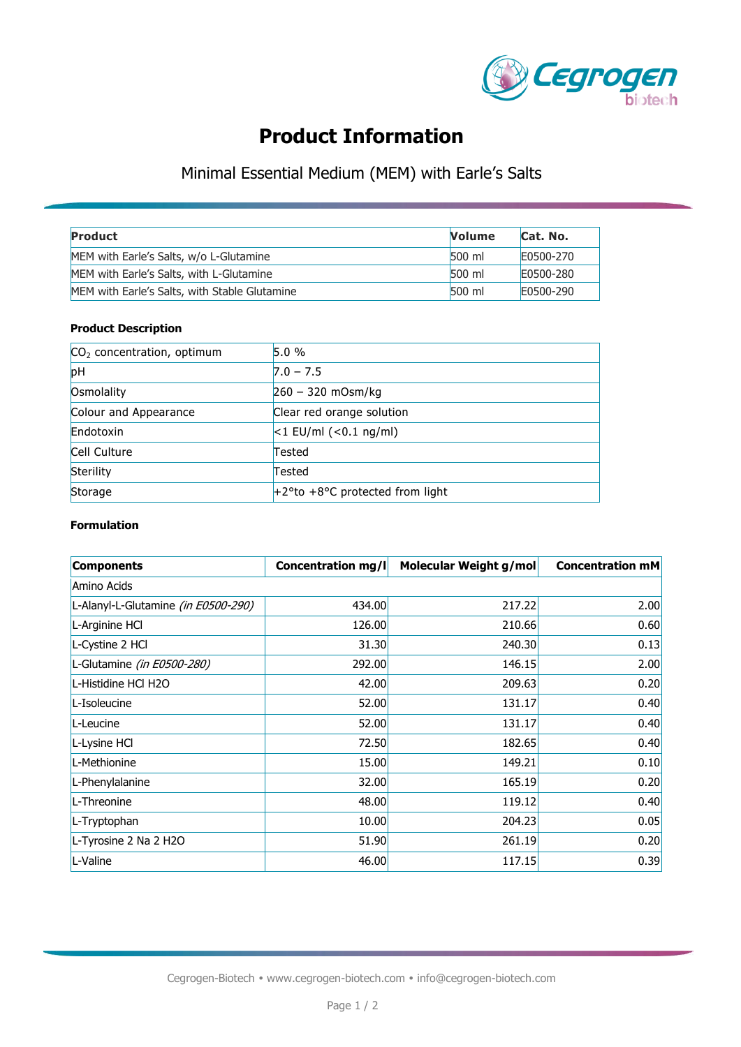# Product Information

## Minimal Essential Medium (MEM) with Earle's Salts

| Product | Volume | Cat. No. |
|---|---|---|
| MEM with Earle's Salts, w/o L-Glutamine | 500 ml | E0500-270 |
| MEM with Earle's Salts, with L-Glutamine | 500 ml | E0500-280 |
| MEM with Earle's Salts, with Stable Glutamine | 500 ml | E0500-290 |

### Product Description

| | |
|---|---|
| $CO_2$ concentration, optimum | 5.0 % |
| pH | 7.0 – 7.5 |
| Osmolality | 260 – 320 mOsm/kg |
| Colour and Appearance | Clear red orange solution |
| Endotoxin | <1 EU/ml (<0.1 ng/ml) |
| Cell Culture | Tested |
| Sterility | Tested |
| Storage | +2°to +8°C protected from light |

### Formulation

| Components | Concentration mg/l | Molecular Weight g/mol | Concentration mM |
|---|---:|---:|---:|
| Amino Acids | | | |
| L-Alanyl-L-Glutamine *(in E0500-290)* | 434.00 | 217.22 | 2.00 |
| L-Arginine HCl | 126.00 | 210.66 | 0.60 |
| L-Cystine 2 HCl | 31.30 | 240.30 | 0.13 |
| L-Glutamine *(in E0500-280)* | 292.00 | 146.15 | 2.00 |
| L-Histidine HCl H2O | 42.00 | 209.63 | 0.20 |
| L-Isoleucine | 52.00 | 131.17 | 0.40 |
| L-Leucine | 52.00 | 131.17 | 0.40 |
| L-Lysine HCl | 72.50 | 182.65 | 0.40 |
| L-Methionine | 15.00 | 149.21 | 0.10 |
| L-Phenylalanine | 32.00 | 165.19 | 0.20 |
| L-Threonine | 48.00 | 119.12 | 0.40 |
| L-Tryptophan | 10.00 | 204.23 | 0.05 |
| L-Tyrosine 2 Na 2 H2O | 51.90 | 261.19 | 0.20 |
| L-Valine | 46.00 | 117.15 | 0.39 |

Cegrogen-Biotech • www.cegrogen-biotech.com • info@cegrogen-biotech.com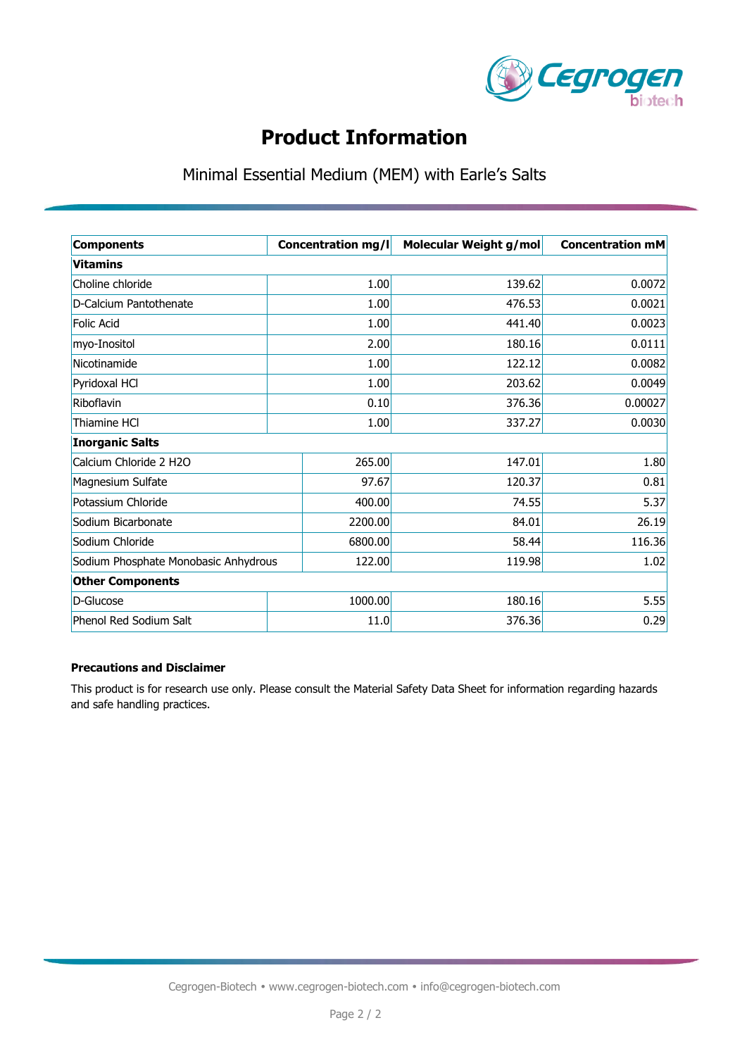# Product Information

## Minimal Essential Medium (MEM) with Earle's Salts

| Components | Concentration mg/l | Molecular Weight g/mol | Concentration mM |
|---|---|---|---|
| **Vitamins** | | | |
| Choline chloride | 1.00 | 139.62 | 0.0072 |
| D-Calcium Pantothenate | 1.00 | 476.53 | 0.0021 |
| Folic Acid | 1.00 | 441.40 | 0.0023 |
| myo-Inositol | 2.00 | 180.16 | 0.0111 |
| Nicotinamide | 1.00 | 122.12 | 0.0082 |
| Pyridoxal HCl | 1.00 | 203.62 | 0.0049 |
| Riboflavin | 0.10 | 376.36 | 0.00027 |
| Thiamine HCl | 1.00 | 337.27 | 0.0030 |
| **Inorganic Salts** | | | |
| Calcium Chloride 2 H2O | 265.00 | 147.01 | 1.80 |
| Magnesium Sulfate | 97.67 | 120.37 | 0.81 |
| Potassium Chloride | 400.00 | 74.55 | 5.37 |
| Sodium Bicarbonate | 2200.00 | 84.01 | 26.19 |
| Sodium Chloride | 6800.00 | 58.44 | 116.36 |
| Sodium Phosphate Monobasic Anhydrous | 122.00 | 119.98 | 1.02 |
| **Other Components** | | | |
| D-Glucose | 1000.00 | 180.16 | 5.55 |
| Phenol Red Sodium Salt | 11.0 | 376.36 | 0.29 |

**Precautions and Disclaimer**

This product is for research use only. Please consult the Material Safety Data Sheet for information regarding hazards and safe handling practices.

Cegrogen-Biotech • www.cegrogen-biotech.com • info@cegrogen-biotech.com